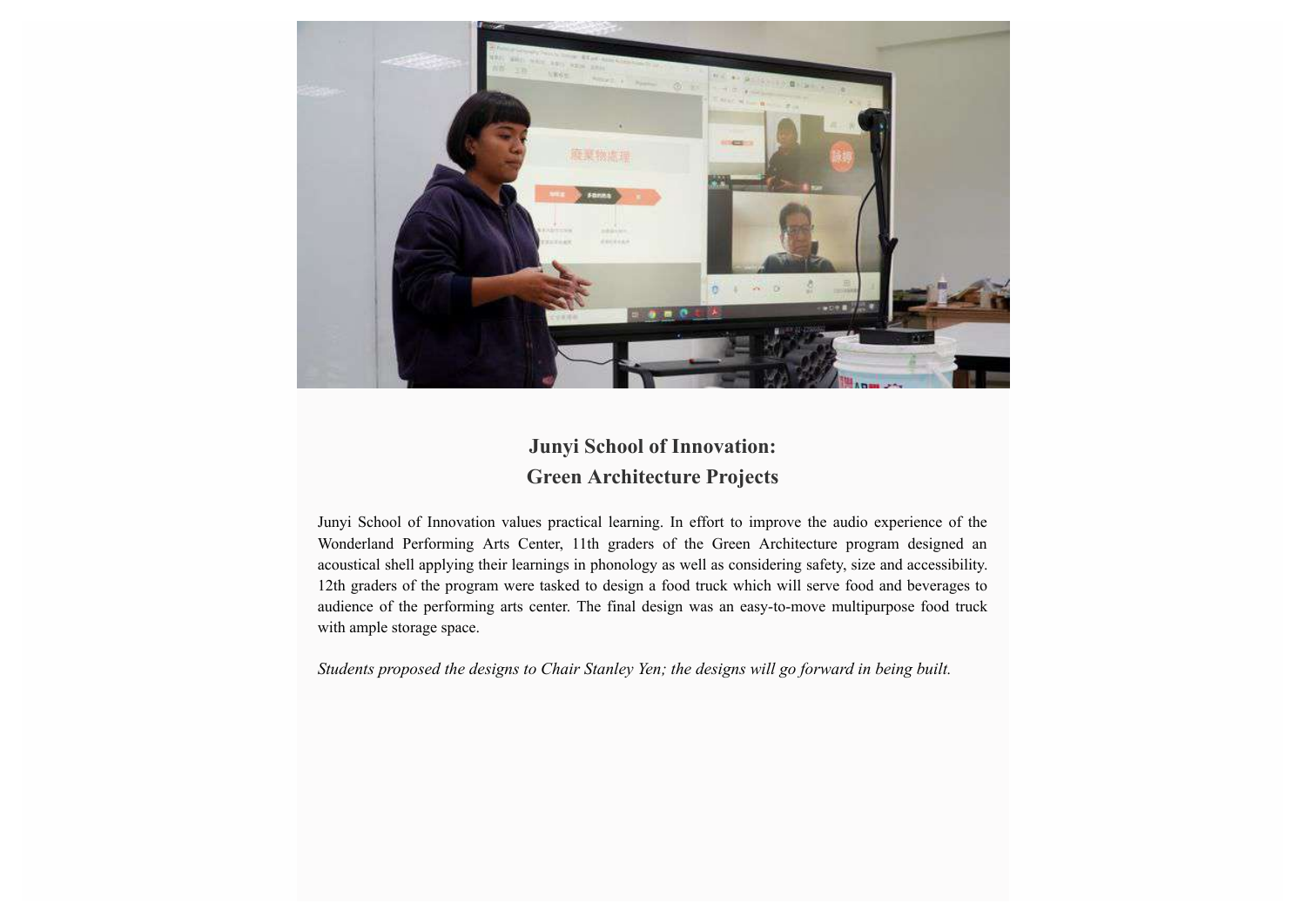## Junyi School of Innovation:
## Green Architecture Projects

Junyi School of Innovation values practical learning. In effort to improve the audio experience of the Wonderland Performing Arts Center, 11th graders of the Green Architecture program designed an acoustical shell applying their learnings in phonology as well as considering safety, size and accessibility. 12th graders of the program were tasked to design a food truck which will serve food and beverages to audience of the performing arts center. The final design was an easy-to-move multipurpose food truck with ample storage space.

*Students proposed the designs to Chair Stanley Yen; the designs will go forward in being built.*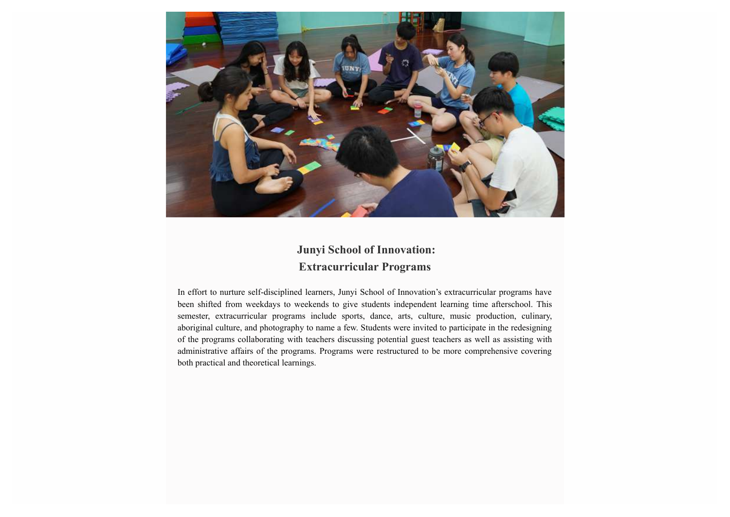## Junyi School of Innovation: Extracurricular Programs

In effort to nurture self-disciplined learners, Junyi School of Innovation's extracurricular programs have been shifted from weekdays to weekends to give students independent learning time afterschool. This semester, extracurricular programs include sports, dance, arts, culture, music production, culinary, aboriginal culture, and photography to name a few. Students were invited to participate in the redesigning of the programs collaborating with teachers discussing potential guest teachers as well as assisting with administrative affairs of the programs. Programs were restructured to be more comprehensive covering both practical and theoretical learnings.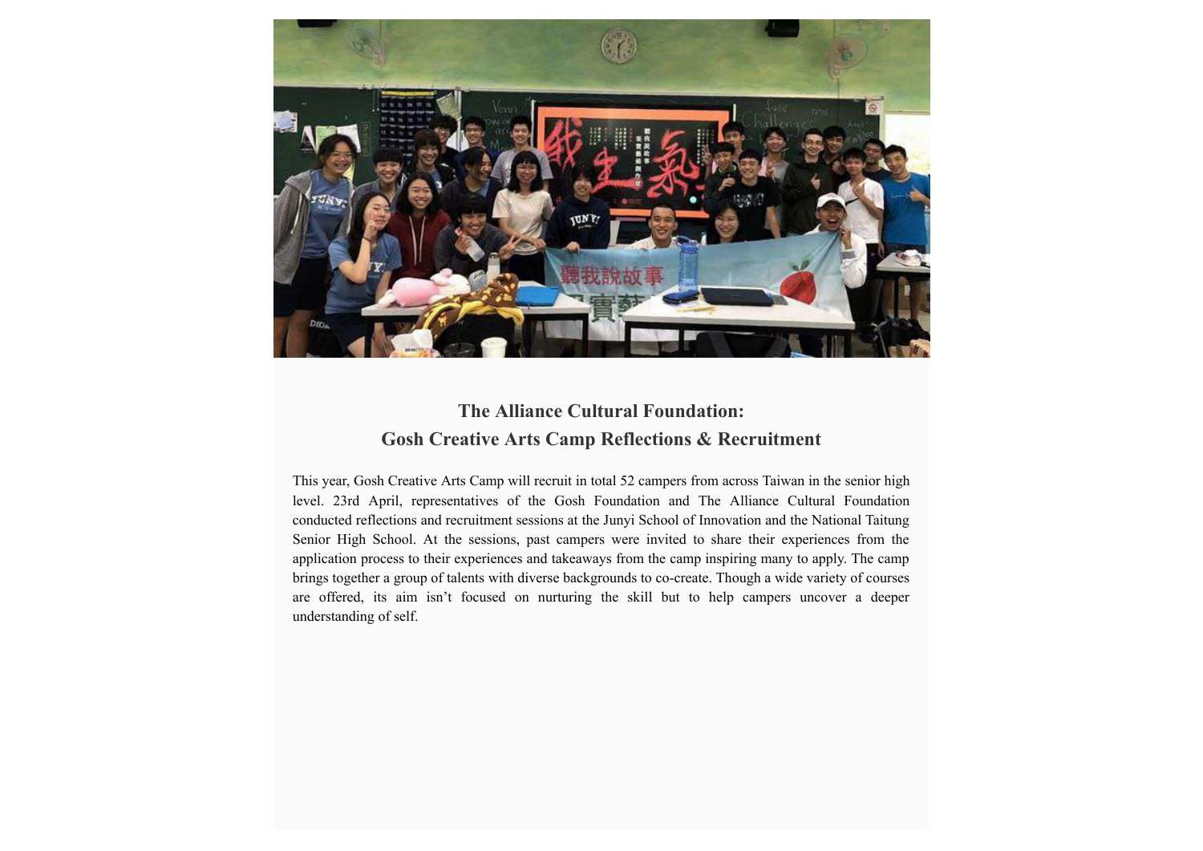## The Alliance Cultural Foundation:
## Gosh Creative Arts Camp Reflections & Recruitment

This year, Gosh Creative Arts Camp will recruit in total 52 campers from across Taiwan in the senior high level. 23rd April, representatives of the Gosh Foundation and The Alliance Cultural Foundation conducted reflections and recruitment sessions at the Junyi School of Innovation and the National Taitung Senior High School. At the sessions, past campers were invited to share their experiences from the application process to their experiences and takeaways from the camp inspiring many to apply. The camp brings together a group of talents with diverse backgrounds to co-create. Though a wide variety of courses are offered, its aim isn't focused on nurturing the skill but to help campers uncover a deeper understanding of self.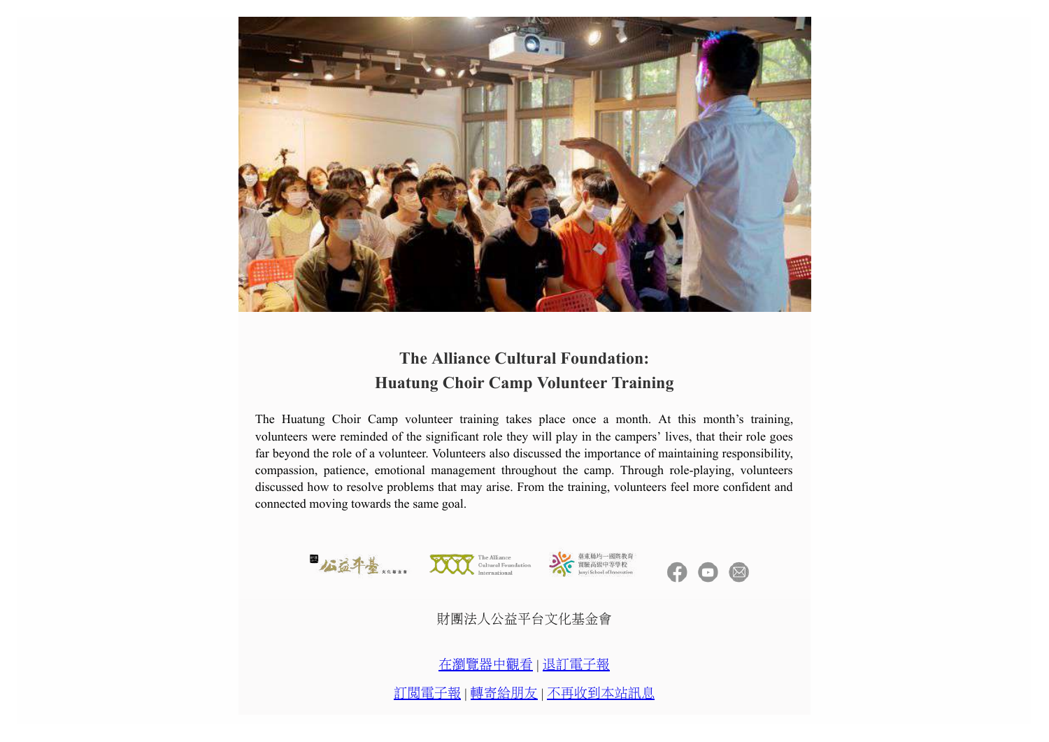## The Alliance Cultural Foundation:
## Huatung Choir Camp Volunteer Training

The Huatung Choir Camp volunteer training takes place once a month. At this month's training, volunteers were reminded of the significant role they will play in the campers' lives, that their role goes far beyond the role of a volunteer. Volunteers also discussed the importance of maintaining responsibility, compassion, patience, emotional management throughout the camp. Through role-playing, volunteers discussed how to resolve problems that may arise. From the training, volunteers feel more confident and connected moving towards the same goal.

財團法人公益平台文化基金會

在瀏覽器中觀看 | 退訂電子報

訂閱電子報 | 轉寄給朋友 | 不再收到本站訊息